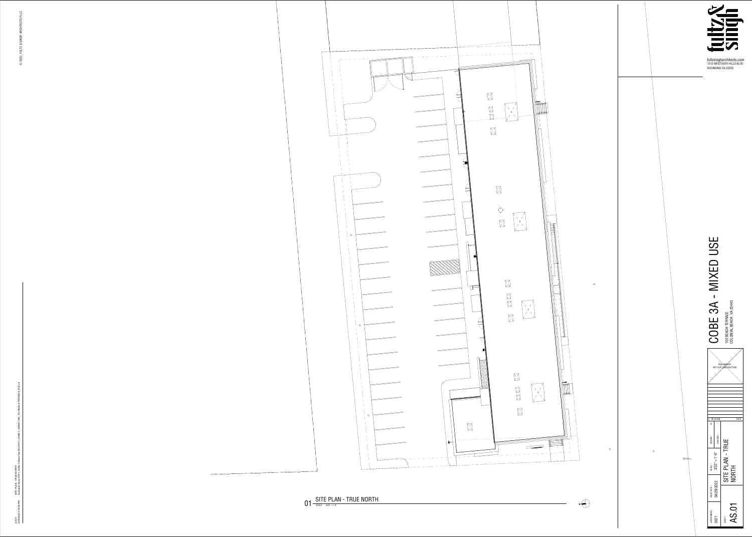01 SITE PLAN - TRUE NORTH

SCALE: 3/32" = 1'-0"

© 2022_ FULTZ & SINGH ARCHITECTS PLLC

fultz& singh

fultzsingharchitects.com
1212 WESTOVER HILLS BLVD
RICHMOND VA 23225

# COBE 3A - MIXED USE

102 BEACH TERRACE
COLONIAL BEACH, VA 22443

PRELIMINARY
NOT FOR CONSTRUCTION

| # | REVISION | DATE |
|---|---|---|
| | | |

| JOB NUMBER: | ISSUE DATE: | SCALE: | DRAWN: | CS |
|---|---|---|---|---|
| 0071 | 04/29/2022 | 3/32" = 1'-0" | CHECKED: | |

| SHEET: | |
|---|---|
| AS.01 | SITE PLAN - TRUE NORTH |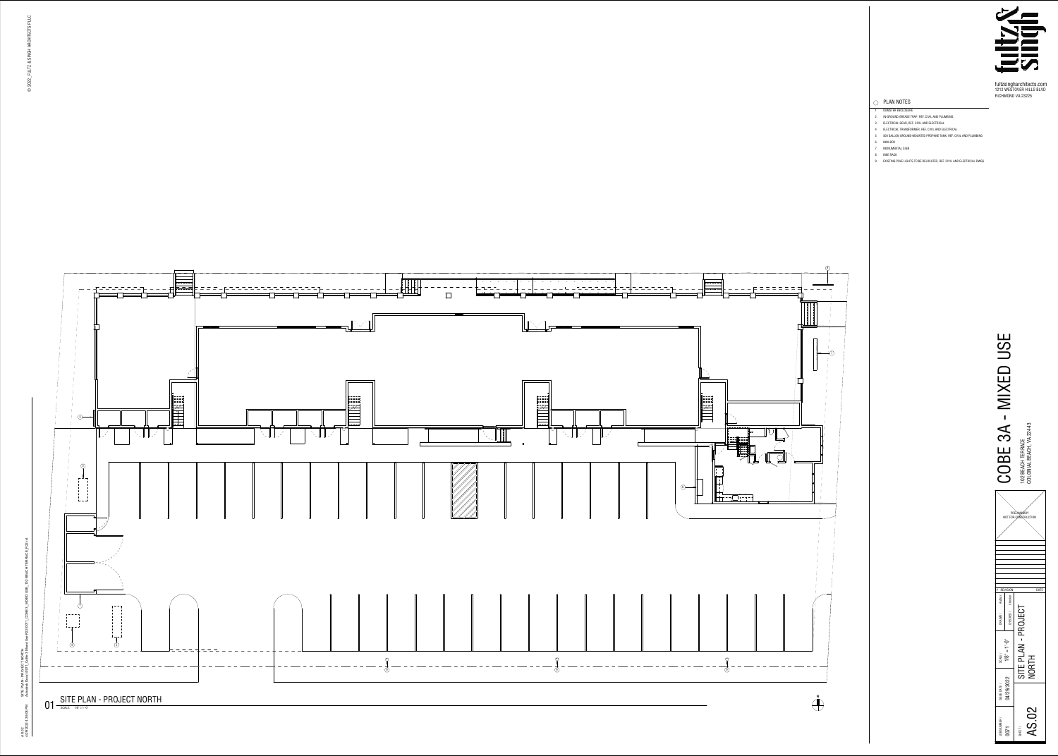# COBE 3A - MIXED USE

1102 BEACH TERRACE
COLONIAL BEACH, VA 22443

fultz& singh

fultzsingharchitects.com
1212 WESTOVER HILLS BLVD
RICHMOND VA 23225

## PLAN NOTES

1. DUMSTER ENCLOSURE
2. IN-GROUND GREASE TRAP, REF. CIVIL AND PLUMBING
3. ELECTRICAL GEAR, REF. CIVIL AND ELECTRICAL
4. ELECTRICAL TRANSFORMER, REF. CIVIL AND ELECTRICAL
5. 500 GALLON GROUND-MOUNTED PROPANE TANK, REF. CIVIL AND PLUMBING
6. MAILBOX
7. MONUMENTAL SIGN
8. BIKE RACK
9. EXISTING POLE LIGHTS TO BE RELOCATED, REF. CIVIL AND ELECTRICAL DWGS

## 01 SITE PLAN - PROJECT NORTH

SCALE: 1/8" = 1'-0"

PRELIMINARY
NOT FOR CONSTRUCTION

| # | REVISION | DATE |
|---|---|---|
| | | |

| JOB NUMBER: | ISSUE DATE: | SCALE: | DRAWN: | CHECKED: |
|---|---|---|---|---|
| 0071 | 04/29/2022 | 1/8" = 1'-0" | Author | Checker |

SHEET: AS.02

SITE PLAN - PROJECT NORTH

© 2022_ FULTZ & SINGH ARCHITECTS PLLC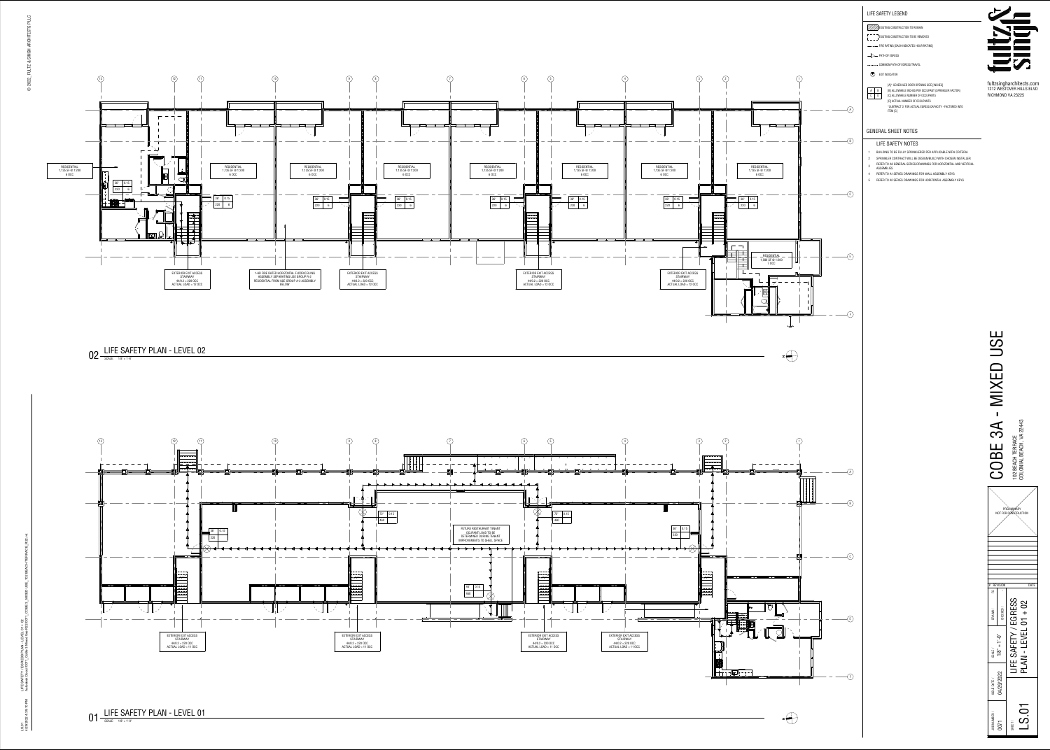## LIFE SAFETY LEGEND

- EXISTING CONSTRUCTION TO REMAIN
- EXISTING CONSTRUCTION TO BE REMOVED
- FIRE RATING (DASH INDICATES 1-HOUR RATING)
- PATH OF EGRESS
- COMMON PATH OF EGRESS TRAVEL
- EXIT INDICATOR

| A | B |
|---|---|
| C | D |

[A]* SCHEDULED DOOR OPENING SIZE (INCHES)
[B] ALLOWABLE INCHES PER OCCUPANT (SPRINKLER FACTOR)
[C] ALLOWABLE NUMBER OF OCCUPANTS
[D] ACTUAL NUMBER OF OCCUPANTS
*SUBTRACT 2" FOR ACTUAL EGRESS CAPACITY - FACTORED INTO ITEM [C]

## GENERAL SHEET NOTES

### LIFE SAFETY NOTES

1. BUILDING TO BE FULLY SPRINKLERED PER APPLICABLE NFPA CRITERIA
2. SPRINKLER CONTRACT WILL BE DESIGN/BUILD WITH CHOSEN INSTALLER
3. REFER TO A0 GENERAL SERIES DRAWINGS FOR HORIZONTAL AND VERTICAL ASSEMBLIES
4. REFER TO A1 SERIES DRAWINGS FOR WALL ASSEMBLY KEYS
5. REFER TO A2 SERIES DRAWINGS FOR HORIZONTAL ASSEMBLY KEYS

fultz&singh

fultzsingharchitects.com
1212 WESTOVER HILLS BLVD
RICHMOND VA 23225

# COBE 3A - MIXED USE

102 BEACH TERRACE
COLONIAL BEACH, VA 22443

PRELIMINARY
NOT FOR CONSTRUCTION

| # | REVISION | DATE |
|---|---|---|
| | | |

JOB NUMBER: 0071
ISSUE DATE: 04/29/2022
SCALE: 1/8" = 1'-0"
DRAWN: SS
CHECKED:

SHEET: LS.01

LIFE SAFETY / EGRESS PLAN - LEVEL 01 + 02

© 2022 FULTZ & SINGH ARCHITECTS PLLC

## 02 LIFE SAFETY PLAN - LEVEL 02

SCALE: 1/8" = 1'-0"

RESIDENTIAL
1,135 SF @ 1:200
6 OCC

RESIDENTIAL
1,135 SF @ 1:200
6 OCC

RESIDENTIAL
1,135 SF @ 1:200
6 OCC

RESIDENTIAL
1,135 SF @ 1:200
6 OCC

RESIDENTIAL
1,135 SF @ 1:200
6 OCC

RESIDENTIAL
1,135 SF @ 1:200
6 OCC

RESIDENTIAL
1,135 SF @ 1:200
6 OCC

RESIDENTIAL
1,135 SF @ 1:200
6 OCC

RESIDENTIAL
1,380 SF @ 1:200
7 OCC

36" | 0.15
--- | ---
220 | 6

EXTERIOR EXIT ACCESS STAIRWAY
44/0.2 = 220 OCC
ACTUAL LOAD = 12 OCC

1-HR FIRE RATED HORIZONTAL FLOOR/CEILING ASSEMBLY SEPARATING USE GROUP R-2 RESIDENTIAL FROM USE GROUP A-2 ASSEMBLY BELOW

EXTERIOR EXIT ACCESS STAIRWAY
44/0.2 = 220 OCC
ACTUAL LOAD = 12 OCC

EXTERIOR EXIT ACCESS STAIRWAY
44/0.2 = 220 OCC
ACTUAL LOAD = 12 OCC

EXTERIOR EXIT ACCESS STAIRWAY
44/0.2 = 220 OCC
ACTUAL LOAD = 12 OCC

## 01 LIFE SAFETY PLAN - LEVEL 01

SCALE: 1/8" = 1'-0"

FUTURE RESTAURANT TENANT
OCCUPANT LOAD TO BE DETERMINED DURING TENANT IMPROVEMENTS TO SHELL SPACE

72" | 0.15
--- | ---
460 | 

36" | 0.15
--- | ---
220 | 

72" | 0.15
--- | ---
460 | 

36" | 0.15
--- | ---
220 | 

72" | 0.15
--- | ---
460 | 

EXTERIOR EXIT ACCESS STAIRWAY
44/0.2 = 220 OCC
ACTUAL LOAD = 11 OCC

EXTERIOR EXIT ACCESS STAIRWAY
44/0.2 = 220 OCC
ACTUAL LOAD = 11 OCC

EXTERIOR EXIT ACCESS STAIRWAY
44/0.2 = 220 OCC
ACTUAL LOAD = 11 OCC

EXTERIOR EXIT ACCESS STAIRWAY
44/0.2 = 220 OCC
ACTUAL LOAD = 11 OCC